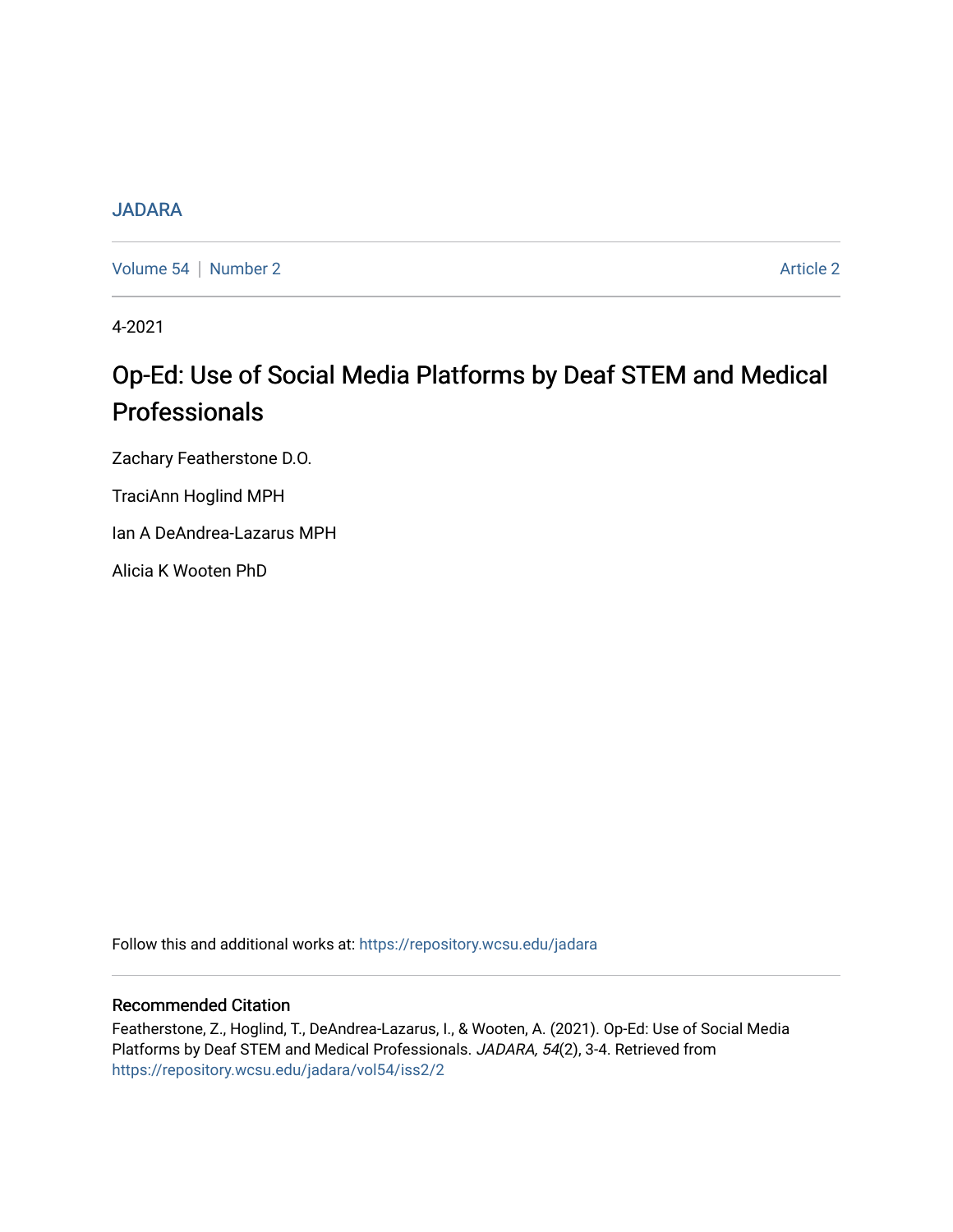JADARA

Volume 54 | Number 2 Article 2

4-2021

# Op-Ed: Use of Social Media Platforms by Deaf STEM and Medical Professionals

Zachary Featherstone D.O.

TraciAnn Hoglind MPH

Ian A DeAndrea-Lazarus MPH

Alicia K Wooten PhD

Follow this and additional works at: https://repository.wcsu.edu/jadara

## Recommended Citation

Featherstone, Z., Hoglind, T., DeAndrea-Lazarus, I., & Wooten, A. (2021). Op-Ed: Use of Social Media Platforms by Deaf STEM and Medical Professionals. *JADARA, 54*(2), 3-4. Retrieved from https://repository.wcsu.edu/jadara/vol54/iss2/2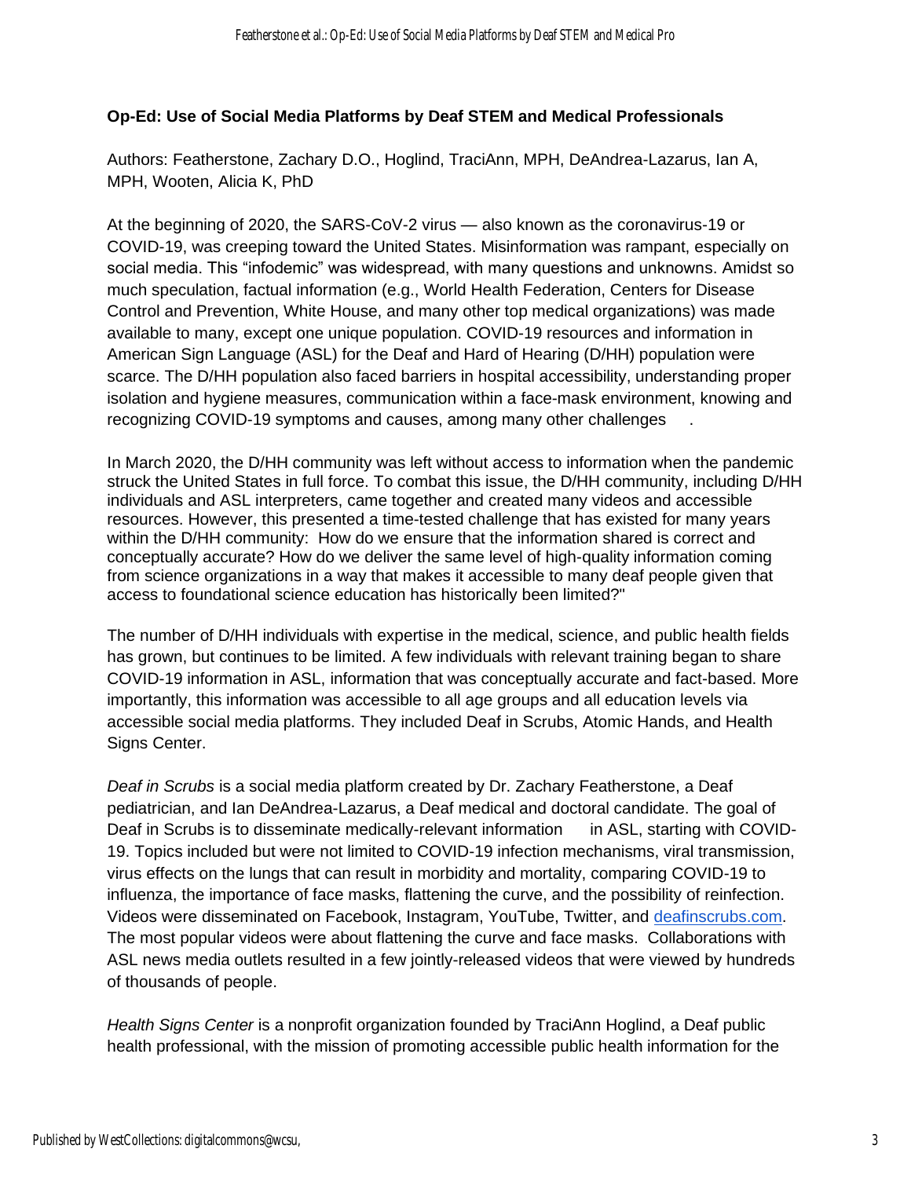**Op-Ed: Use of Social Media Platforms by Deaf STEM and Medical Professionals**

Authors: Featherstone, Zachary D.O., Hoglind, TraciAnn, MPH, DeAndrea-Lazarus, Ian A, MPH, Wooten, Alicia K, PhD

At the beginning of 2020, the SARS-CoV-2 virus — also known as the coronavirus-19 or COVID-19, was creeping toward the United States. Misinformation was rampant, especially on social media. This "infodemic" was widespread, with many questions and unknowns. Amidst so much speculation, factual information (e.g., World Health Federation, Centers for Disease Control and Prevention, White House, and many other top medical organizations) was made available to many, except one unique population. COVID-19 resources and information in American Sign Language (ASL) for the Deaf and Hard of Hearing (D/HH) population were scarce. The D/HH population also faced barriers in hospital accessibility, understanding proper isolation and hygiene measures, communication within a face-mask environment, knowing and recognizing COVID-19 symptoms and causes, among many other challenges.

In March 2020, the D/HH community was left without access to information when the pandemic struck the United States in full force. To combat this issue, the D/HH community, including D/HH individuals and ASL interpreters, came together and created many videos and accessible resources. However, this presented a time-tested challenge that has existed for many years within the D/HH community: How do we ensure that the information shared is correct and conceptually accurate? How do we deliver the same level of high-quality information coming from science organizations in a way that makes it accessible to many deaf people given that access to foundational science education has historically been limited?"

The number of D/HH individuals with expertise in the medical, science, and public health fields has grown, but continues to be limited. A few individuals with relevant training began to share COVID-19 information in ASL, information that was conceptually accurate and fact-based. More importantly, this information was accessible to all age groups and all education levels via accessible social media platforms. They included Deaf in Scrubs, Atomic Hands, and Health Signs Center.

*Deaf in Scrubs* is a social media platform created by Dr. Zachary Featherstone, a Deaf pediatrician, and Ian DeAndrea-Lazarus, a Deaf medical and doctoral candidate. The goal of Deaf in Scrubs is to disseminate medically-relevant information in ASL, starting with COVID-19. Topics included but were not limited to COVID-19 infection mechanisms, viral transmission, virus effects on the lungs that can result in morbidity and mortality, comparing COVID-19 to influenza, the importance of face masks, flattening the curve, and the possibility of reinfection. Videos were disseminated on Facebook, Instagram, YouTube, Twitter, and [deafinscrubs.com](deafinscrubs.com). The most popular videos were about flattening the curve and face masks. Collaborations with ASL news media outlets resulted in a few jointly-released videos that were viewed by hundreds of thousands of people.

*Health Signs Center* is a nonprofit organization founded by TraciAnn Hoglind, a Deaf public health professional, with the mission of promoting accessible public health information for the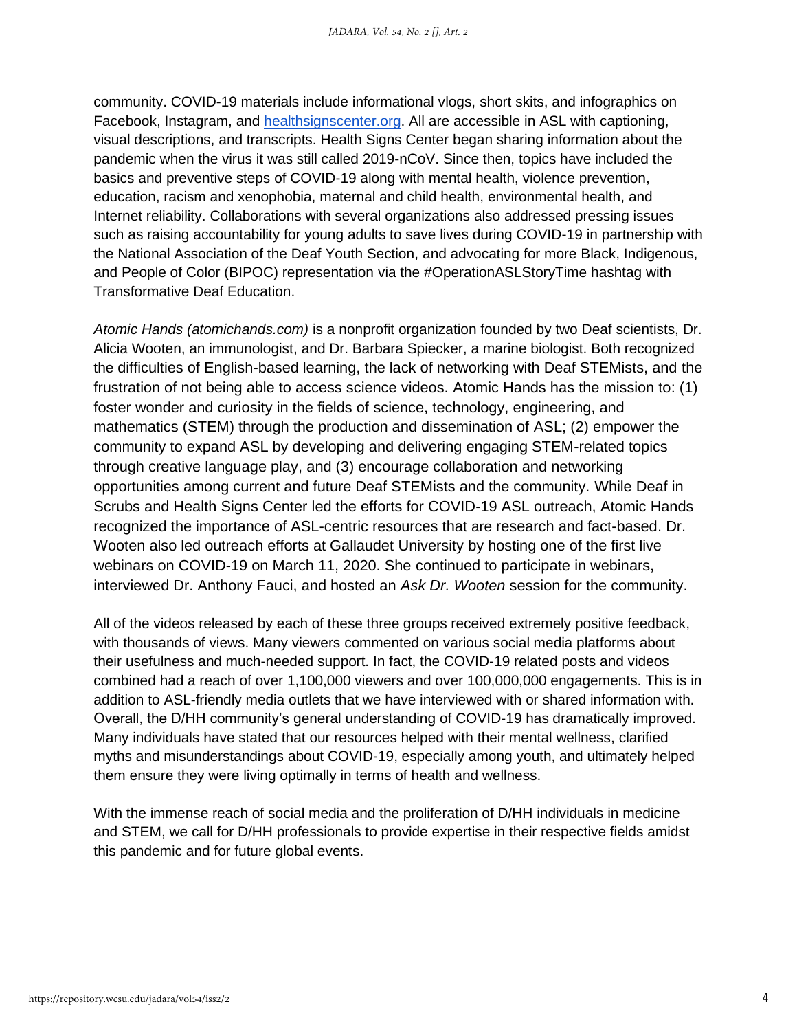community. COVID-19 materials include informational vlogs, short skits, and infographics on Facebook, Instagram, and [healthsigncenter.org](healthsigncenter.org). All are accessible in ASL with captioning, visual descriptions, and transcripts. Health Signs Center began sharing information about the pandemic when the virus it was still called 2019-nCoV. Since then, topics have included the basics and preventive steps of COVID-19 along with mental health, violence prevention, education, racism and xenophobia, maternal and child health, environmental health, and Internet reliability. Collaborations with several organizations also addressed pressing issues such as raising accountability for young adults to save lives during COVID-19 in partnership with the National Association of the Deaf Youth Section, and advocating for more Black, Indigenous, and People of Color (BIPOC) representation via the #OperationASLStoryTime hashtag with Transformative Deaf Education.

*Atomic Hands (atomichands.com)* is a nonprofit organization founded by two Deaf scientists, Dr. Alicia Wooten, an immunologist, and Dr. Barbara Spiecker, a marine biologist. Both recognized the difficulties of English-based learning, the lack of networking with Deaf STEMists, and the frustration of not being able to access science videos. Atomic Hands has the mission to: (1) foster wonder and curiosity in the fields of science, technology, engineering, and mathematics (STEM) through the production and dissemination of ASL; (2) empower the community to expand ASL by developing and delivering engaging STEM-related topics through creative language play, and (3) encourage collaboration and networking opportunities among current and future Deaf STEMists and the community. While Deaf in Scrubs and Health Signs Center led the efforts for COVID-19 ASL outreach, Atomic Hands recognized the importance of ASL-centric resources that are research and fact-based. Dr. Wooten also led outreach efforts at Gallaudet University by hosting one of the first live webinars on COVID-19 on March 11, 2020. She continued to participate in webinars, interviewed Dr. Anthony Fauci, and hosted an *Ask Dr. Wooten* session for the community.

All of the videos released by each of these three groups received extremely positive feedback, with thousands of views. Many viewers commented on various social media platforms about their usefulness and much-needed support. In fact, the COVID-19 related posts and videos combined had a reach of over 1,100,000 viewers and over 100,000,000 engagements. This is in addition to ASL-friendly media outlets that we have interviewed with or shared information with. Overall, the D/HH community's general understanding of COVID-19 has dramatically improved. Many individuals have stated that our resources helped with their mental wellness, clarified myths and misunderstandings about COVID-19, especially among youth, and ultimately helped them ensure they were living optimally in terms of health and wellness.

With the immense reach of social media and the proliferation of D/HH individuals in medicine and STEM, we call for D/HH professionals to provide expertise in their respective fields amidst this pandemic and for future global events.